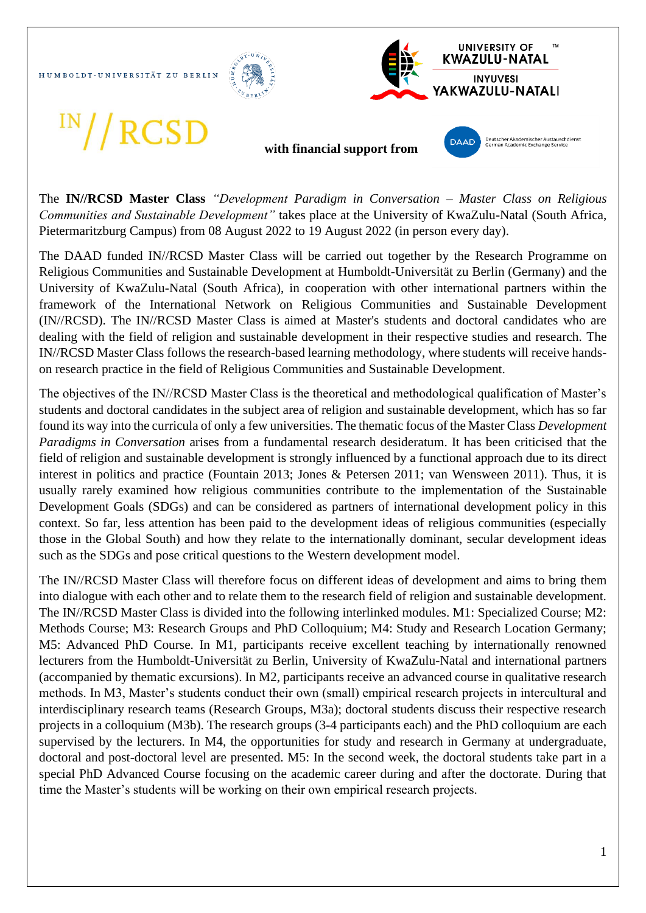HUMBOLDT-UNIVERSITÄT ZU BERLIN

UNIVERSITY OF KWAZULU-NATAL

INYUVESI YAKWAZULU-NATALI

IN//RCSD

**with financial support from**

DAAD Deutscher Akademischer Austauschdienst German Academic Exchange Service

The **IN//RCSD Master Class** *"Development Paradigm in Conversation – Master Class on Religious Communities and Sustainable Development"* takes place at the University of KwaZulu-Natal (South Africa, Pietermaritzburg Campus) from 08 August 2022 to 19 August 2022 (in person every day).

The DAAD funded IN//RCSD Master Class will be carried out together by the Research Programme on Religious Communities and Sustainable Development at Humboldt-Universität zu Berlin (Germany) and the University of KwaZulu-Natal (South Africa), in cooperation with other international partners within the framework of the International Network on Religious Communities and Sustainable Development (IN//RCSD). The IN//RCSD Master Class is aimed at Master's students and doctoral candidates who are dealing with the field of religion and sustainable development in their respective studies and research. The IN//RCSD Master Class follows the research-based learning methodology, where students will receive hands-on research practice in the field of Religious Communities and Sustainable Development.

The objectives of the IN//RCSD Master Class is the theoretical and methodological qualification of Master's students and doctoral candidates in the subject area of religion and sustainable development, which has so far found its way into the curricula of only a few universities. The thematic focus of the Master Class *Development Paradigms in Conversation* arises from a fundamental research desideratum. It has been criticised that the field of religion and sustainable development is strongly influenced by a functional approach due to its direct interest in politics and practice (Fountain 2013; Jones & Petersen 2011; van Wensween 2011). Thus, it is usually rarely examined how religious communities contribute to the implementation of the Sustainable Development Goals (SDGs) and can be considered as partners of international development policy in this context. So far, less attention has been paid to the development ideas of religious communities (especially those in the Global South) and how they relate to the internationally dominant, secular development ideas such as the SDGs and pose critical questions to the Western development model.

The IN//RCSD Master Class will therefore focus on different ideas of development and aims to bring them into dialogue with each other and to relate them to the research field of religion and sustainable development. The IN//RCSD Master Class is divided into the following interlinked modules. M1: Specialized Course; M2: Methods Course; M3: Research Groups and PhD Colloquium; M4: Study and Research Location Germany; M5: Advanced PhD Course. In M1, participants receive excellent teaching by internationally renowned lecturers from the Humboldt-Universität zu Berlin, University of KwaZulu-Natal and international partners (accompanied by thematic excursions). In M2, participants receive an advanced course in qualitative research methods. In M3, Master's students conduct their own (small) empirical research projects in intercultural and interdisciplinary research teams (Research Groups, M3a); doctoral students discuss their respective research projects in a colloquium (M3b). The research groups (3-4 participants each) and the PhD colloquium are each supervised by the lecturers. In M4, the opportunities for study and research in Germany at undergraduate, doctoral and post-doctoral level are presented. M5: In the second week, the doctoral students take part in a special PhD Advanced Course focusing on the academic career during and after the doctorate. During that time the Master's students will be working on their own empirical research projects.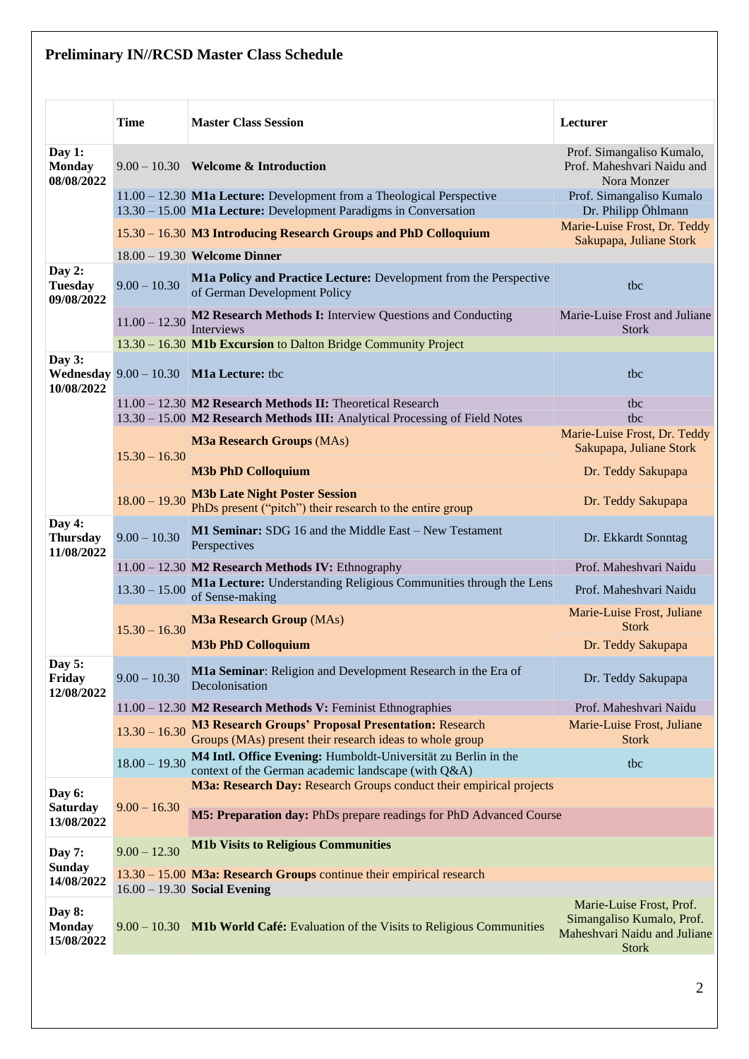# Preliminary IN//RCSD Master Class Schedule

| | Time | Master Class Session | Lecturer |
|---|---|---|---|
| **Day 1: Monday 08/08/2022** | 9.00 – 10.30 | **Welcome & Introduction** | Prof. Simangaliso Kumalo, Prof. Maheshvari Naidu and Nora Monzer |
| | 11.00 – 12.30 | **M1a Lecture:** Development from a Theological Perspective | Prof. Simangaliso Kumalo |
| | 13.30 – 15.00 | **M1a Lecture:** Development Paradigms in Conversation | Dr. Philipp Öhlmann |
| | 15.30 – 16.30 | **M3 Introducing Research Groups and PhD Colloquium** | Marie-Luise Frost, Dr. Teddy Sakupapa, Juliane Stork |
| | 18.00 – 19.30 | **Welcome Dinner** | |
| **Day 2: Tuesday 09/08/2022** | 9.00 – 10.30 | **M1a Policy and Practice Lecture:** Development from the Perspective of German Development Policy | tbc |
| | 11.00 – 12.30 | **M2 Research Methods I:** Interview Questions and Conducting Interviews | Marie-Luise Frost and Juliane Stork |
| | 13.30 – 16.30 | **M1b Excursion** to Dalton Bridge Community Project | |
| **Day 3: Wednesday 10/08/2022** | 9.00 – 10.30 | **M1a Lecture:** tbc | tbc |
| | 11.00 – 12.30 | **M2 Research Methods II:** Theoretical Research | tbc |
| | 13.30 – 15.00 | **M2 Research Methods III:** Analytical Processing of Field Notes | tbc |
| | 15.30 – 16.30 | **M3a Research Groups** (MAs) | Marie-Luise Frost, Dr. Teddy Sakupapa, Juliane Stork |
| | | **M3b PhD Colloquium** | Dr. Teddy Sakupapa |
| | 18.00 – 19.30 | **M3b Late Night Poster Session** PhDs present ("pitch") their research to the entire group | Dr. Teddy Sakupapa |
| **Day 4: Thursday 11/08/2022** | 9.00 – 10.30 | **M1 Seminar:** SDG 16 and the Middle East – New Testament Perspectives | Dr. Ekkardt Sonntag |
| | 11.00 – 12.30 | **M2 Research Methods IV:** Ethnography | Prof. Maheshvari Naidu |
| | 13.30 – 15.00 | **M1a Lecture:** Understanding Religious Communities through the Lens of Sense-making | Prof. Maheshvari Naidu |
| | 15.30 – 16.30 | **M3a Research Group** (MAs) | Marie-Luise Frost, Juliane Stork |
| | | **M3b PhD Colloquium** | Dr. Teddy Sakupapa |
| **Day 5: Friday 12/08/2022** | 9.00 – 10.30 | **M1a Seminar**: Religion and Development Research in the Era of Decolonisation | Dr. Teddy Sakupapa |
| | 11.00 – 12.30 | **M2 Research Methods V:** Feminist Ethnographies | Prof. Maheshvari Naidu |
| | 13.30 – 16.30 | **M3 Research Groups' Proposal Presentation:** Research Groups (MAs) present their research ideas to whole group | Marie-Luise Frost, Juliane Stork |
| | 18.00 – 19.30 | **M4 Intl. Office Evening:** Humboldt-Universität zu Berlin in the context of the German academic landscape (with Q&A) | tbc |
| **Day 6: Saturday 13/08/2022** | 9.00 – 16.30 | **M3a: Research Day:** Research Groups conduct their empirical projects | |
| | | **M5: Preparation day:** PhDs prepare readings for PhD Advanced Course | |
| **Day 7: Sunday 14/08/2022** | 9.00 – 12.30 | **M1b Visits to Religious Communities** | |
| | 13.30 – 15.00 | **M3a: Research Groups** continue their empirical research | |
| | 16.00 – 19.30 | **Social Evening** | |
| **Day 8: Monday 15/08/2022** | 9.00 – 10.30 | **M1b World Café:** Evaluation of the Visits to Religious Communities | Marie-Luise Frost, Prof. Simangaliso Kumalo, Prof. Maheshvari Naidu and Juliane Stork |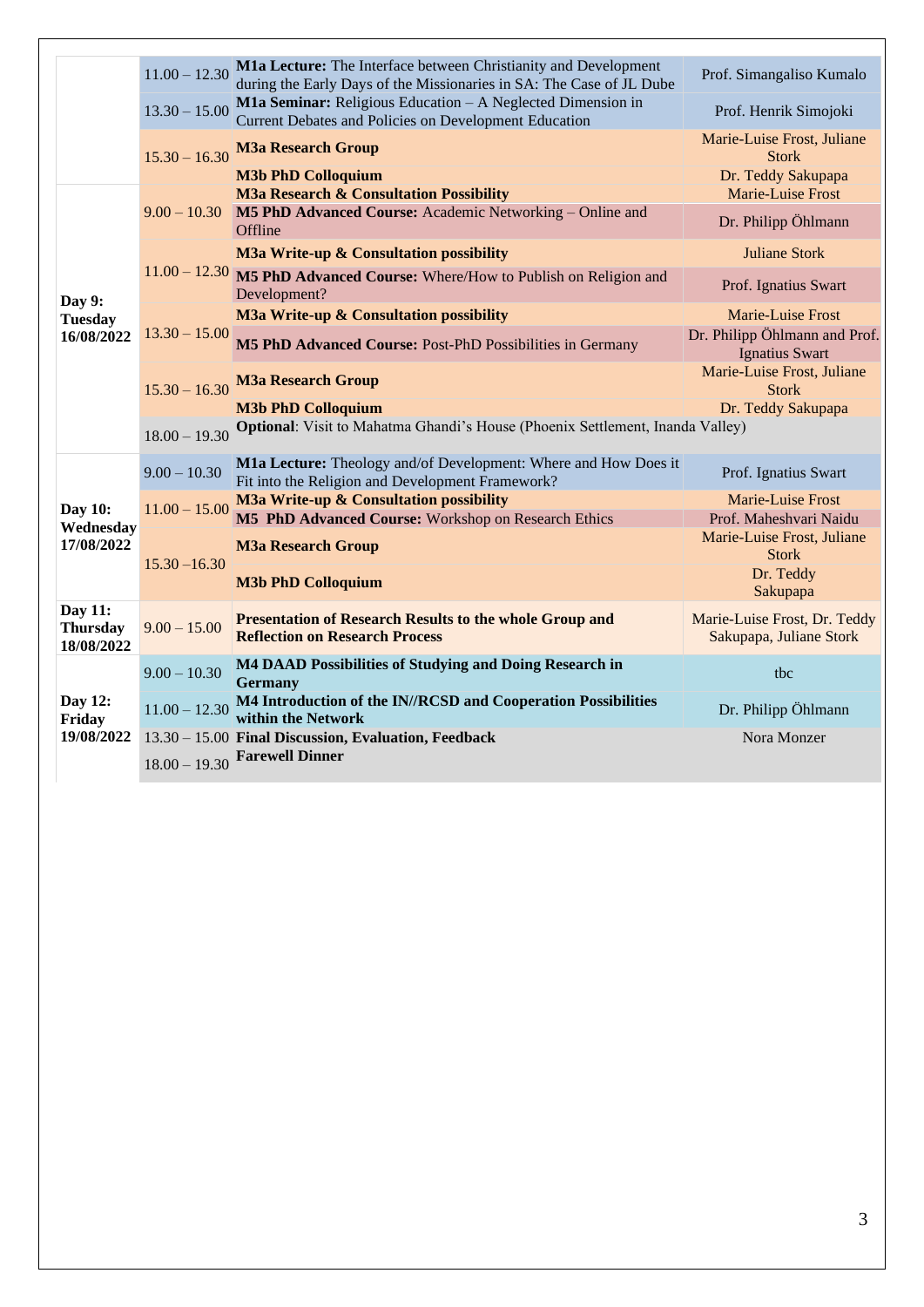| | | | |
|---|---|---|---|
| | 11.00 – 12.30 | **M1a Lecture:** The Interface between Christianity and Development during the Early Days of the Missionaries in SA: The Case of JL Dube | Prof. Simangaliso Kumalo |
| | 13.30 – 15.00 | **M1a Seminar:** Religious Education – A Neglected Dimension in Current Debates and Policies on Development Education | Prof. Henrik Simojoki |
| | 15.30 – 16.30 | **M3a Research Group** | Marie-Luise Frost, Juliane Stork |
| | | **M3b PhD Colloquium** | Dr. Teddy Sakupapa |
| **Day 9: Tuesday 16/08/2022** | 9.00 – 10.30 | **M3a Research & Consultation Possibility** | Marie-Luise Frost |
| | | **M5 PhD Advanced Course:** Academic Networking – Online and Offline | Dr. Philipp Öhlmann |
| | 11.00 – 12.30 | **M3a Write-up & Consultation possibility** | Juliane Stork |
| | | **M5 PhD Advanced Course:** Where/How to Publish on Religion and Development? | Prof. Ignatius Swart |
| | 13.30 – 15.00 | **M3a Write-up & Consultation possibility** | Marie-Luise Frost |
| | | **M5 PhD Advanced Course:** Post-PhD Possibilities in Germany | Dr. Philipp Öhlmann and Prof. Ignatius Swart |
| | 15.30 – 16.30 | **M3a Research Group** | Marie-Luise Frost, Juliane Stork |
| | | **M3b PhD Colloquium** | Dr. Teddy Sakupapa |
| | 18.00 – 19.30 | **Optional**: Visit to Mahatma Ghandi's House (Phoenix Settlement, Inanda Valley) | |
| **Day 10: Wednesday 17/08/2022** | 9.00 – 10.30 | **M1a Lecture:** Theology and/of Development: Where and How Does it Fit into the Religion and Development Framework? | Prof. Ignatius Swart |
| | 11.00 – 15.00 | **M3a Write-up & Consultation possibility** | Marie-Luise Frost |
| | | **M5 PhD Advanced Course:** Workshop on Research Ethics | Prof. Maheshvari Naidu |
| | 15.30 –16.30 | **M3a Research Group** | Marie-Luise Frost, Juliane Stork |
| | | **M3b PhD Colloquium** | Dr. Teddy Sakupapa |
| **Day 11: Thursday 18/08/2022** | 9.00 – 15.00 | **Presentation of Research Results to the whole Group and Reflection on Research Process** | Marie-Luise Frost, Dr. Teddy Sakupapa, Juliane Stork |
| **Day 12: Friday 19/08/2022** | 9.00 – 10.30 | **M4 DAAD Possibilities of Studying and Doing Research in Germany** | tbc |
| | 11.00 – 12.30 | **M4 Introduction of the IN//RCSD and Cooperation Possibilities within the Network** | Dr. Philipp Öhlmann |
| | 13.30 – 15.00 | **Final Discussion, Evaluation, Feedback** | Nora Monzer |
| | 18.00 – 19.30 | **Farewell Dinner** | |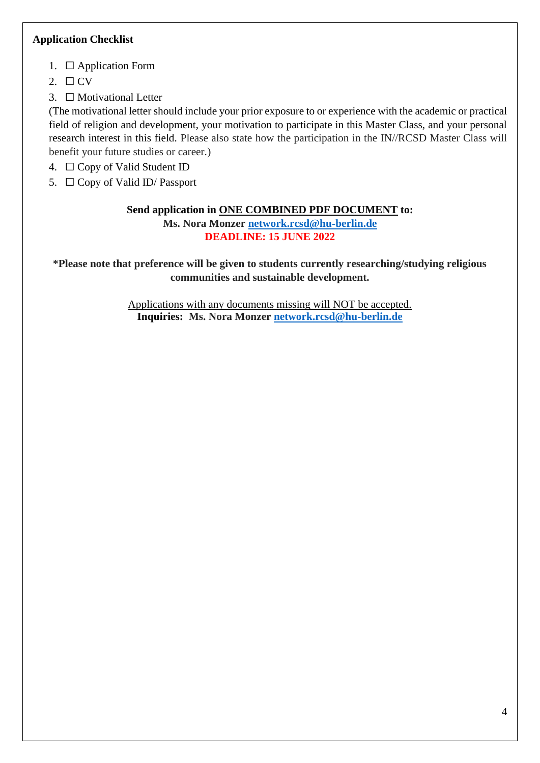**Application Checklist**

1. ☐ Application Form
2. ☐ CV
3. ☐ Motivational Letter
(The motivational letter should include your prior exposure to or experience with the academic or practical field of religion and development, your motivation to participate in this Master Class, and your personal research interest in this field. Please also state how the participation in the IN//RCSD Master Class will benefit your future studies or career.)
4. ☐ Copy of Valid Student ID
5. ☐ Copy of Valid ID/ Passport

**Send application in ONE COMBINED PDF DOCUMENT to:**
**Ms. Nora Monzer network.rcsd@hu-berlin.de**
**DEADLINE: 15 JUNE 2022**

**\*Please note that preference will be given to students currently researching/studying religious communities and sustainable development.**

Applications with any documents missing will NOT be accepted.
**Inquiries: Ms. Nora Monzer network.rcsd@hu-berlin.de**